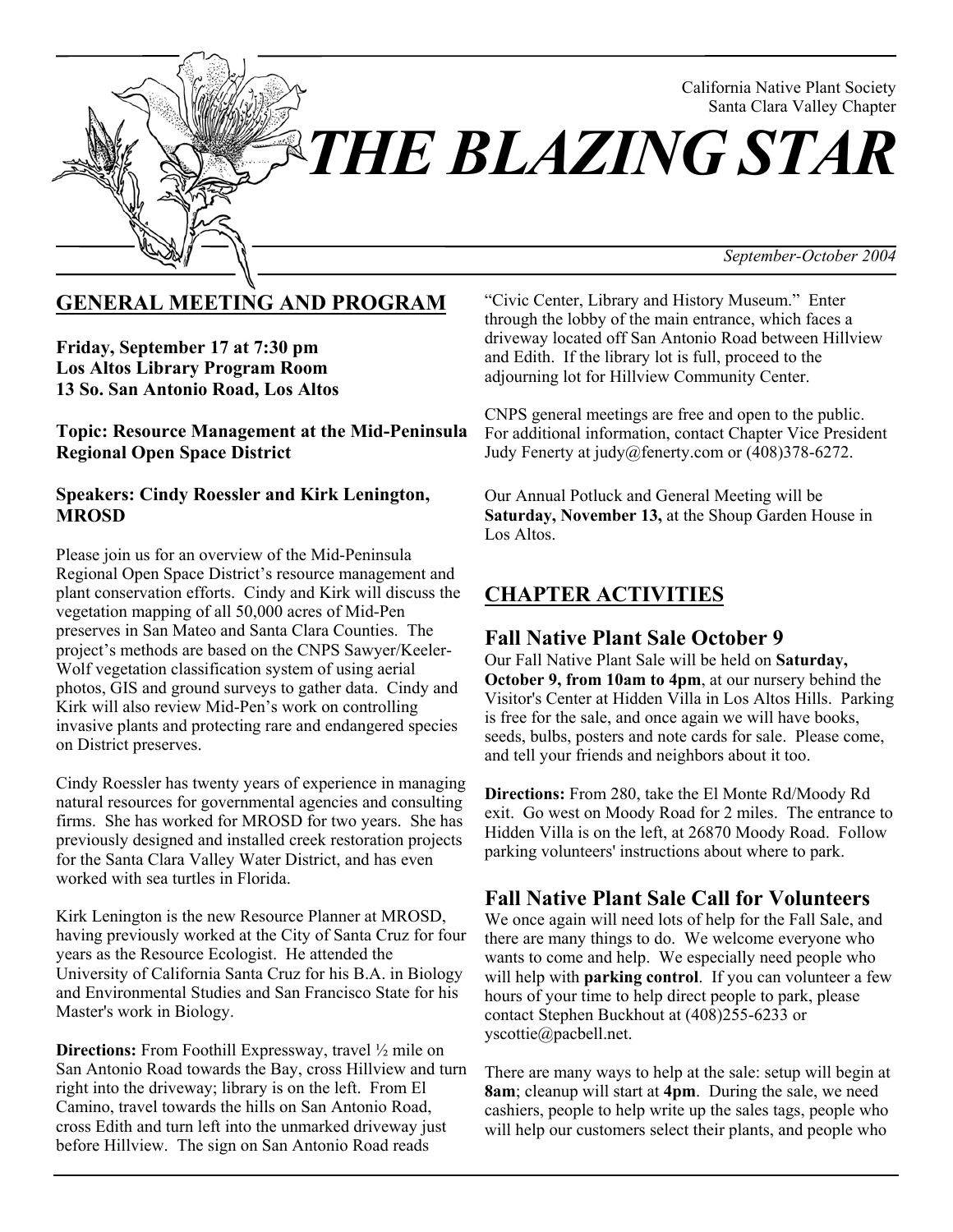California Native Plant Society
Santa Clara Valley Chapter

# THE BLAZING STAR

*September-October 2004*

## GENERAL MEETING AND PROGRAM

**Friday, September 17 at 7:30 pm**
**Los Altos Library Program Room**
**13 So. San Antonio Road, Los Altos**

**Topic: Resource Management at the Mid-Peninsula Regional Open Space District**

**Speakers: Cindy Roessler and Kirk Lenington, MROSD**

Please join us for an overview of the Mid-Peninsula Regional Open Space District's resource management and plant conservation efforts. Cindy and Kirk will discuss the vegetation mapping of all 50,000 acres of Mid-Pen preserves in San Mateo and Santa Clara Counties. The project's methods are based on the CNPS Sawyer/Keeler-Wolf vegetation classification system of using aerial photos, GIS and ground surveys to gather data. Cindy and Kirk will also review Mid-Pen's work on controlling invasive plants and protecting rare and endangered species on District preserves.

Cindy Roessler has twenty years of experience in managing natural resources for governmental agencies and consulting firms. She has worked for MROSD for two years. She has previously designed and installed creek restoration projects for the Santa Clara Valley Water District, and has even worked with sea turtles in Florida.

Kirk Lenington is the new Resource Planner at MROSD, having previously worked at the City of Santa Cruz for four years as the Resource Ecologist. He attended the University of California Santa Cruz for his B.A. in Biology and Environmental Studies and San Francisco State for his Master's work in Biology.

**Directions:** From Foothill Expressway, travel ½ mile on San Antonio Road towards the Bay, cross Hillview and turn right into the driveway; library is on the left. From El Camino, travel towards the hills on San Antonio Road, cross Edith and turn left into the unmarked driveway just before Hillview. The sign on San Antonio Road reads "Civic Center, Library and History Museum." Enter through the lobby of the main entrance, which faces a driveway located off San Antonio Road between Hillview and Edith. If the library lot is full, proceed to the adjourning lot for Hillview Community Center.

CNPS general meetings are free and open to the public. For additional information, contact Chapter Vice President Judy Fenerty at judy@fenerty.com or (408)378-6272.

Our Annual Potluck and General Meeting will be **Saturday, November 13,** at the Shoup Garden House in Los Altos.

## CHAPTER ACTIVITIES

### Fall Native Plant Sale October 9

Our Fall Native Plant Sale will be held on **Saturday, October 9, from 10am to 4pm**, at our nursery behind the Visitor's Center at Hidden Villa in Los Altos Hills. Parking is free for the sale, and once again we will have books, seeds, bulbs, posters and note cards for sale. Please come, and tell your friends and neighbors about it too.

**Directions:** From 280, take the El Monte Rd/Moody Rd exit. Go west on Moody Road for 2 miles. The entrance to Hidden Villa is on the left, at 26870 Moody Road. Follow parking volunteers' instructions about where to park.

### Fall Native Plant Sale Call for Volunteers

We once again will need lots of help for the Fall Sale, and there are many things to do. We welcome everyone who wants to come and help. We especially need people who will help with **parking control**. If you can volunteer a few hours of your time to help direct people to park, please contact Stephen Buckhout at (408)255-6233 or yscottie@pacbell.net.

There are many ways to help at the sale: setup will begin at **8am**; cleanup will start at **4pm**. During the sale, we need cashiers, people to help write up the sales tags, people who will help our customers select their plants, and people who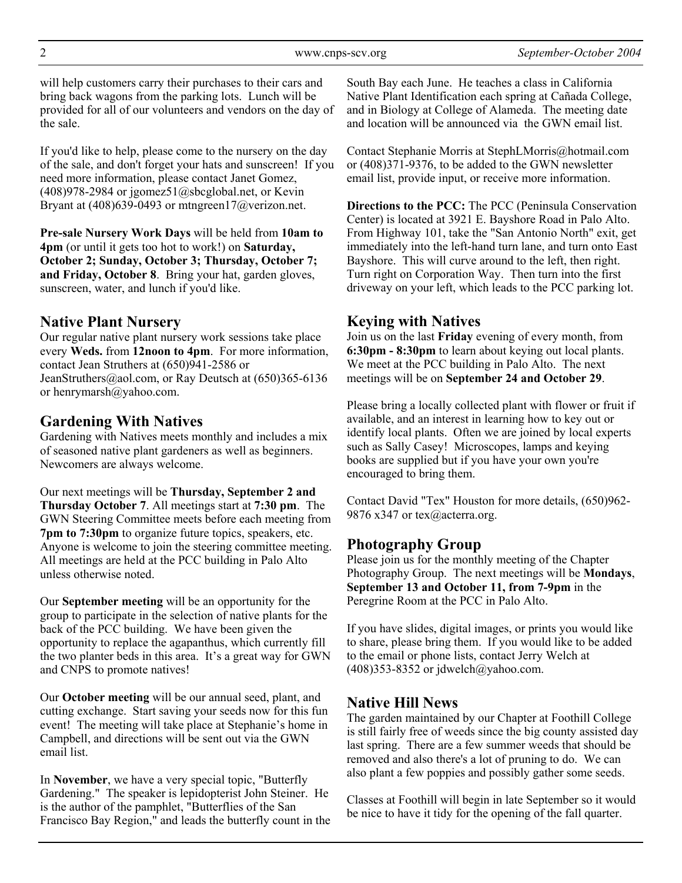will help customers carry their purchases to their cars and bring back wagons from the parking lots. Lunch will be provided for all of our volunteers and vendors on the day of the sale.

If you'd like to help, please come to the nursery on the day of the sale, and don't forget your hats and sunscreen! If you need more information, please contact Janet Gomez, (408)978-2984 or jgomez51@sbcglobal.net, or Kevin Bryant at (408)639-0493 or mtngreen17@verizon.net.

**Pre-sale Nursery Work Days** will be held from **10am to 4pm** (or until it gets too hot to work!) on **Saturday, October 2; Sunday, October 3; Thursday, October 7; and Friday, October 8**. Bring your hat, garden gloves, sunscreen, water, and lunch if you'd like.

## Native Plant Nursery

Our regular native plant nursery work sessions take place every **Weds.** from **12noon to 4pm**. For more information, contact Jean Struthers at (650)941-2586 or JeanStruthers@aol.com, or Ray Deutsch at (650)365-6136 or henrymarsh@yahoo.com.

## Gardening With Natives

Gardening with Natives meets monthly and includes a mix of seasoned native plant gardeners as well as beginners. Newcomers are always welcome.

Our next meetings will be **Thursday, September 2 and Thursday October 7**. All meetings start at **7:30 pm**. The GWN Steering Committee meets before each meeting from **7pm to 7:30pm** to organize future topics, speakers, etc. Anyone is welcome to join the steering committee meeting. All meetings are held at the PCC building in Palo Alto unless otherwise noted.

Our **September meeting** will be an opportunity for the group to participate in the selection of native plants for the back of the PCC building. We have been given the opportunity to replace the agapanthus, which currently fill the two planter beds in this area. It's a great way for GWN and CNPS to promote natives!

Our **October meeting** will be our annual seed, plant, and cutting exchange. Start saving your seeds now for this fun event! The meeting will take place at Stephanie's home in Campbell, and directions will be sent out via the GWN email list.

In **November**, we have a very special topic, "Butterfly Gardening." The speaker is lepidopterist John Steiner. He is the author of the pamphlet, "Butterflies of the San Francisco Bay Region," and leads the butterfly count in the South Bay each June. He teaches a class in California Native Plant Identification each spring at Cañada College, and in Biology at College of Alameda. The meeting date and location will be announced via the GWN email list.

Contact Stephanie Morris at StephLMorris@hotmail.com or (408)371-9376, to be added to the GWN newsletter email list, provide input, or receive more information.

**Directions to the PCC:** The PCC (Peninsula Conservation Center) is located at 3921 E. Bayshore Road in Palo Alto. From Highway 101, take the "San Antonio North" exit, get immediately into the left-hand turn lane, and turn onto East Bayshore. This will curve around to the left, then right. Turn right on Corporation Way. Then turn into the first driveway on your left, which leads to the PCC parking lot.

## Keying with Natives

Join us on the last **Friday** evening of every month, from **6:30pm - 8:30pm** to learn about keying out local plants. We meet at the PCC building in Palo Alto. The next meetings will be on **September 24 and October 29**.

Please bring a locally collected plant with flower or fruit if available, and an interest in learning how to key out or identify local plants. Often we are joined by local experts such as Sally Casey! Microscopes, lamps and keying books are supplied but if you have your own you're encouraged to bring them.

Contact David "Tex" Houston for more details, (650)962-9876 x347 or tex@acterra.org.

## Photography Group

Please join us for the monthly meeting of the Chapter Photography Group. The next meetings will be **Mondays**, **September 13 and October 11, from 7-9pm** in the Peregrine Room at the PCC in Palo Alto.

If you have slides, digital images, or prints you would like to share, please bring them. If you would like to be added to the email or phone lists, contact Jerry Welch at (408)353-8352 or jdwelch@yahoo.com.

## Native Hill News

The garden maintained by our Chapter at Foothill College is still fairly free of weeds since the big county assisted day last spring. There are a few summer weeds that should be removed and also there's a lot of pruning to do. We can also plant a few poppies and possibly gather some seeds.

Classes at Foothill will begin in late September so it would be nice to have it tidy for the opening of the fall quarter.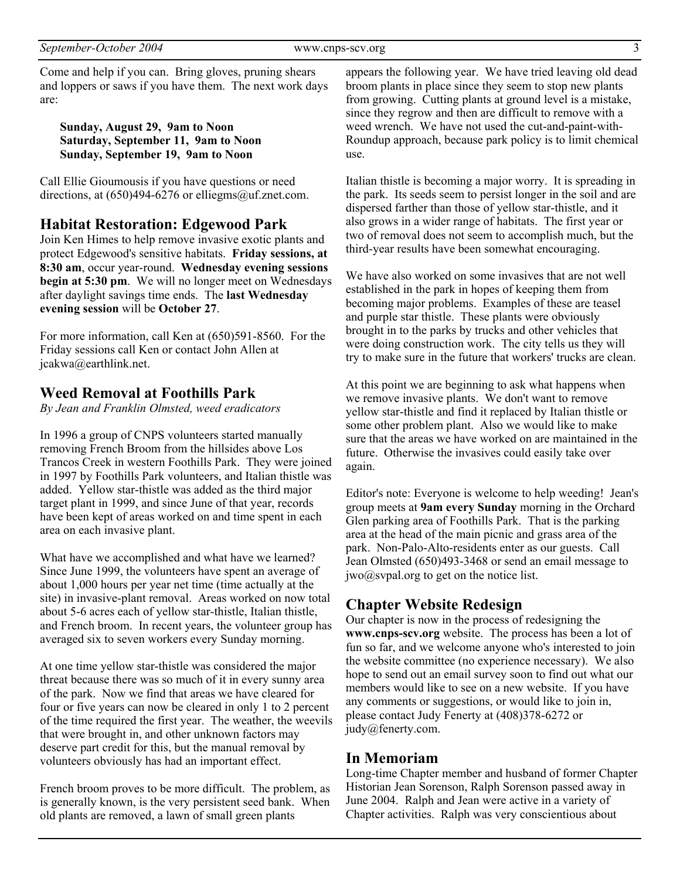Come and help if you can. Bring gloves, pruning shears and loppers or saws if you have them. The next work days are:

**Sunday, August 29, 9am to Noon**
**Saturday, September 11, 9am to Noon**
**Sunday, September 19, 9am to Noon**

Call Ellie Gioumousis if you have questions or need directions, at (650)494-6276 or elliegms@uf.znet.com.

## Habitat Restoration: Edgewood Park

Join Ken Himes to help remove invasive exotic plants and protect Edgewood's sensitive habitats. **Friday sessions, at 8:30 am**, occur year-round. **Wednesday evening sessions begin at 5:30 pm**. We will no longer meet on Wednesdays after daylight savings time ends. The **last Wednesday evening session** will be **October 27**.

For more information, call Ken at (650)591-8560. For the Friday sessions call Ken or contact John Allen at jcakwa@earthlink.net.

## Weed Removal at Foothills Park

*By Jean and Franklin Olmsted, weed eradicators*

In 1996 a group of CNPS volunteers started manually removing French Broom from the hillsides above Los Trancos Creek in western Foothills Park. They were joined in 1997 by Foothills Park volunteers, and Italian thistle was added. Yellow star-thistle was added as the third major target plant in 1999, and since June of that year, records have been kept of areas worked on and time spent in each area on each invasive plant.

What have we accomplished and what have we learned? Since June 1999, the volunteers have spent an average of about 1,000 hours per year net time (time actually at the site) in invasive-plant removal. Areas worked on now total about 5-6 acres each of yellow star-thistle, Italian thistle, and French broom. In recent years, the volunteer group has averaged six to seven workers every Sunday morning.

At one time yellow star-thistle was considered the major threat because there was so much of it in every sunny area of the park. Now we find that areas we have cleared for four or five years can now be cleared in only 1 to 2 percent of the time required the first year. The weather, the weevils that were brought in, and other unknown factors may deserve part credit for this, but the manual removal by volunteers obviously has had an important effect.

French broom proves to be more difficult. The problem, as is generally known, is the very persistent seed bank. When old plants are removed, a lawn of small green plants appears the following year. We have tried leaving old dead broom plants in place since they seem to stop new plants from growing. Cutting plants at ground level is a mistake, since they regrow and then are difficult to remove with a weed wrench. We have not used the cut-and-paint-with-Roundup approach, because park policy is to limit chemical use.

Italian thistle is becoming a major worry. It is spreading in the park. Its seeds seem to persist longer in the soil and are dispersed farther than those of yellow star-thistle, and it also grows in a wider range of habitats. The first year or two of removal does not seem to accomplish much, but the third-year results have been somewhat encouraging.

We have also worked on some invasives that are not well established in the park in hopes of keeping them from becoming major problems. Examples of these are teasel and purple star thistle. These plants were obviously brought in to the parks by trucks and other vehicles that were doing construction work. The city tells us they will try to make sure in the future that workers' trucks are clean.

At this point we are beginning to ask what happens when we remove invasive plants. We don't want to remove yellow star-thistle and find it replaced by Italian thistle or some other problem plant. Also we would like to make sure that the areas we have worked on are maintained in the future. Otherwise the invasives could easily take over again.

Editor's note: Everyone is welcome to help weeding! Jean's group meets at **9am every Sunday** morning in the Orchard Glen parking area of Foothills Park. That is the parking area at the head of the main picnic and grass area of the park. Non-Palo-Alto-residents enter as our guests. Call Jean Olmsted (650)493-3468 or send an email message to jwo@svpal.org to get on the notice list.

## Chapter Website Redesign

Our chapter is now in the process of redesigning the **www.cnps-scv.org** website. The process has been a lot of fun so far, and we welcome anyone who's interested to join the website committee (no experience necessary). We also hope to send out an email survey soon to find out what our members would like to see on a new website. If you have any comments or suggestions, or would like to join in, please contact Judy Fenerty at (408)378-6272 or judy@fenerty.com.

## In Memoriam

Long-time Chapter member and husband of former Chapter Historian Jean Sorenson, Ralph Sorenson passed away in June 2004. Ralph and Jean were active in a variety of Chapter activities. Ralph was very conscientious about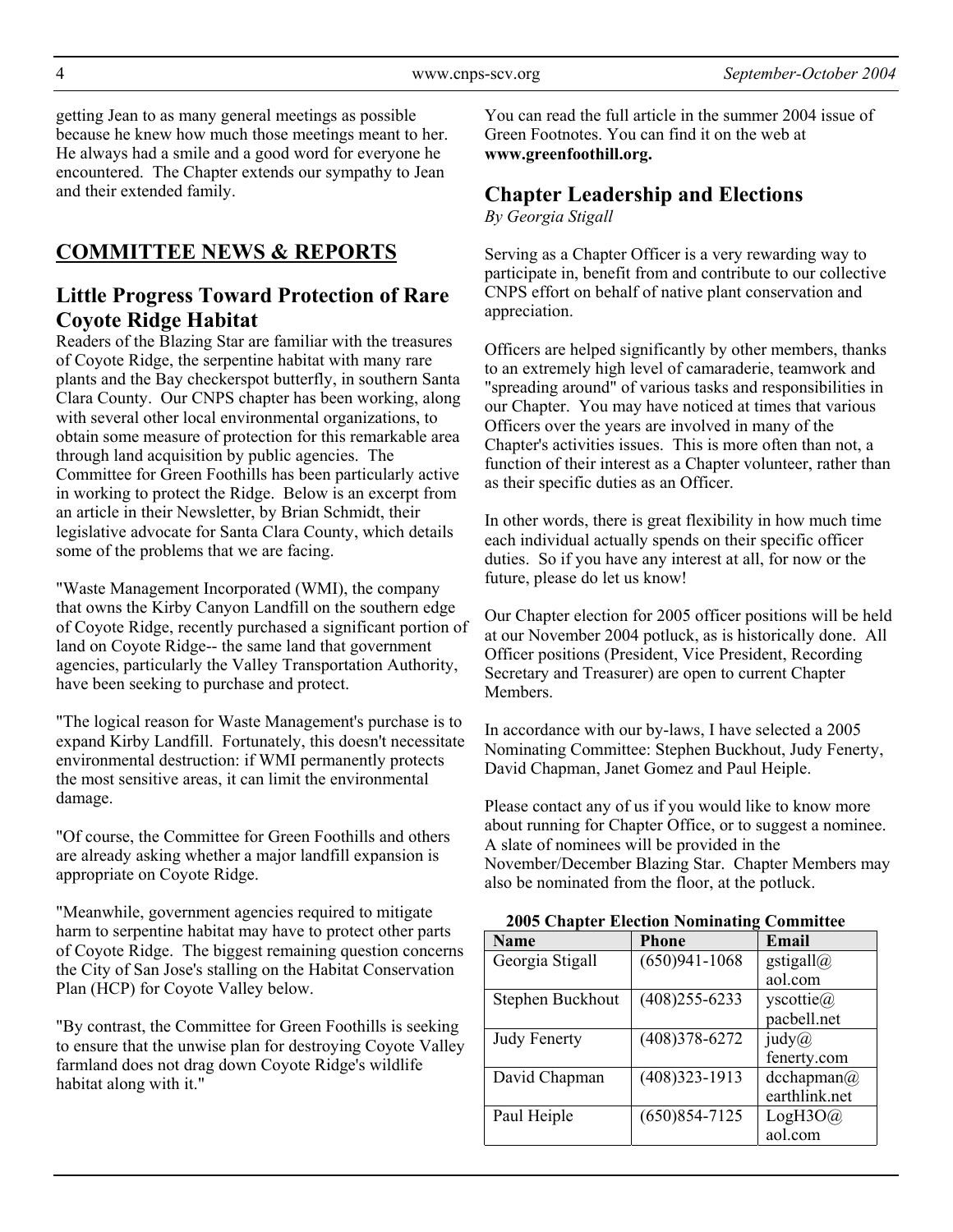getting Jean to as many general meetings as possible because he knew how much those meetings meant to her. He always had a smile and a good word for everyone he encountered. The Chapter extends our sympathy to Jean and their extended family.

## COMMITTEE NEWS & REPORTS

### Little Progress Toward Protection of Rare Coyote Ridge Habitat

Readers of the Blazing Star are familiar with the treasures of Coyote Ridge, the serpentine habitat with many rare plants and the Bay checkerspot butterfly, in southern Santa Clara County. Our CNPS chapter has been working, along with several other local environmental organizations, to obtain some measure of protection for this remarkable area through land acquisition by public agencies. The Committee for Green Foothills has been particularly active in working to protect the Ridge. Below is an excerpt from an article in their Newsletter, by Brian Schmidt, their legislative advocate for Santa Clara County, which details some of the problems that we are facing.

"Waste Management Incorporated (WMI), the company that owns the Kirby Canyon Landfill on the southern edge of Coyote Ridge, recently purchased a significant portion of land on Coyote Ridge-- the same land that government agencies, particularly the Valley Transportation Authority, have been seeking to purchase and protect.

"The logical reason for Waste Management's purchase is to expand Kirby Landfill. Fortunately, this doesn't necessitate environmental destruction: if WMI permanently protects the most sensitive areas, it can limit the environmental damage.

"Of course, the Committee for Green Foothills and others are already asking whether a major landfill expansion is appropriate on Coyote Ridge.

"Meanwhile, government agencies required to mitigate harm to serpentine habitat may have to protect other parts of Coyote Ridge. The biggest remaining question concerns the City of San Jose's stalling on the Habitat Conservation Plan (HCP) for Coyote Valley below.

"By contrast, the Committee for Green Foothills is seeking to ensure that the unwise plan for destroying Coyote Valley farmland does not drag down Coyote Ridge's wildlife habitat along with it."

You can read the full article in the summer 2004 issue of Green Footnotes. You can find it on the web at **www.greenfoothill.org.**

### Chapter Leadership and Elections

*By Georgia Stigall*

Serving as a Chapter Officer is a very rewarding way to participate in, benefit from and contribute to our collective CNPS effort on behalf of native plant conservation and appreciation.

Officers are helped significantly by other members, thanks to an extremely high level of camaraderie, teamwork and "spreading around" of various tasks and responsibilities in our Chapter. You may have noticed at times that various Officers over the years are involved in many of the Chapter's activities issues. This is more often than not, a function of their interest as a Chapter volunteer, rather than as their specific duties as an Officer.

In other words, there is great flexibility in how much time each individual actually spends on their specific officer duties. So if you have any interest at all, for now or the future, please do let us know!

Our Chapter election for 2005 officer positions will be held at our November 2004 potluck, as is historically done. All Officer positions (President, Vice President, Recording Secretary and Treasurer) are open to current Chapter Members.

In accordance with our by-laws, I have selected a 2005 Nominating Committee: Stephen Buckhout, Judy Fenerty, David Chapman, Janet Gomez and Paul Heiple.

Please contact any of us if you would like to know more about running for Chapter Office, or to suggest a nominee. A slate of nominees will be provided in the November/December Blazing Star. Chapter Members may also be nominated from the floor, at the potluck.

**2005 Chapter Election Nominating Committee**

| Name | Phone | Email |
|---|---|---|
| Georgia Stigall | (650)941-1068 | gstigall@aol.com |
| Stephen Buckhout | (408)255-6233 | yscottie@pacbell.net |
| Judy Fenerty | (408)378-6272 | judy@fenerty.com |
| David Chapman | (408)323-1913 | dcchapman@earthlink.net |
| Paul Heiple | (650)854-7125 | LogH3O@aol.com |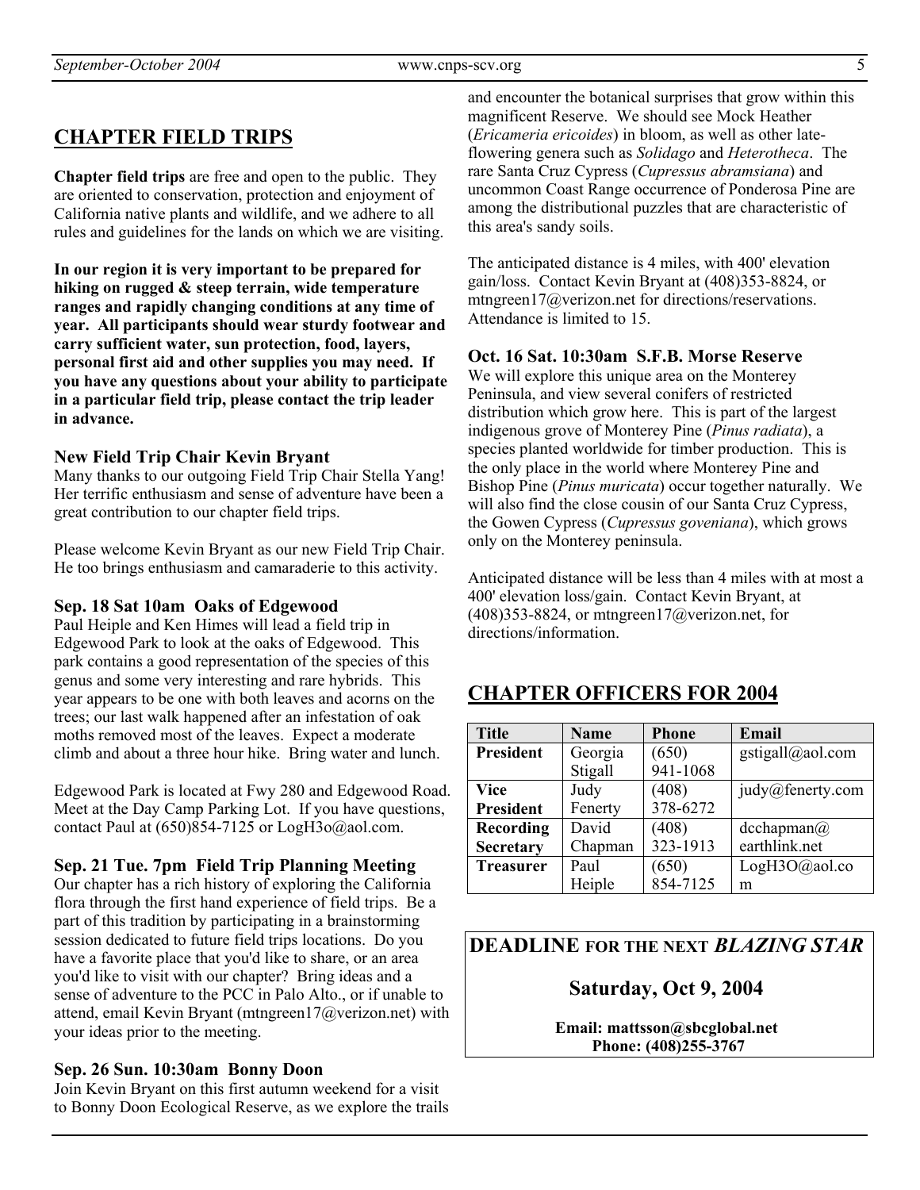## CHAPTER FIELD TRIPS

**Chapter field trips** are free and open to the public. They are oriented to conservation, protection and enjoyment of California native plants and wildlife, and we adhere to all rules and guidelines for the lands on which we are visiting.

**In our region it is very important to be prepared for hiking on rugged & steep terrain, wide temperature ranges and rapidly changing conditions at any time of year. All participants should wear sturdy footwear and carry sufficient water, sun protection, food, layers, personal first aid and other supplies you may need. If you have any questions about your ability to participate in a particular field trip, please contact the trip leader in advance.**

### New Field Trip Chair Kevin Bryant

Many thanks to our outgoing Field Trip Chair Stella Yang! Her terrific enthusiasm and sense of adventure have been a great contribution to our chapter field trips.

Please welcome Kevin Bryant as our new Field Trip Chair. He too brings enthusiasm and camaraderie to this activity.

### Sep. 18 Sat 10am Oaks of Edgewood

Paul Heiple and Ken Himes will lead a field trip in Edgewood Park to look at the oaks of Edgewood. This park contains a good representation of the species of this genus and some very interesting and rare hybrids. This year appears to be one with both leaves and acorns on the trees; our last walk happened after an infestation of oak moths removed most of the leaves. Expect a moderate climb and about a three hour hike. Bring water and lunch.

Edgewood Park is located at Fwy 280 and Edgewood Road. Meet at the Day Camp Parking Lot. If you have questions, contact Paul at (650)854-7125 or LogH3o@aol.com.

### Sep. 21 Tue. 7pm Field Trip Planning Meeting

Our chapter has a rich history of exploring the California flora through the first hand experience of field trips. Be a part of this tradition by participating in a brainstorming session dedicated to future field trips locations. Do you have a favorite place that you'd like to share, or an area you'd like to visit with our chapter? Bring ideas and a sense of adventure to the PCC in Palo Alto., or if unable to attend, email Kevin Bryant (mtngreen17@verizon.net) with your ideas prior to the meeting.

### Sep. 26 Sun. 10:30am Bonny Doon

Join Kevin Bryant on this first autumn weekend for a visit to Bonny Doon Ecological Reserve, as we explore the trails and encounter the botanical surprises that grow within this magnificent Reserve. We should see Mock Heather (*Ericameria ericoides*) in bloom, as well as other late-flowering genera such as *Solidago* and *Heterotheca*. The rare Santa Cruz Cypress (*Cupressus abramsiana*) and uncommon Coast Range occurrence of Ponderosa Pine are among the distributional puzzles that are characteristic of this area's sandy soils.

The anticipated distance is 4 miles, with 400' elevation gain/loss. Contact Kevin Bryant at (408)353-8824, or mtngreen17@verizon.net for directions/reservations. Attendance is limited to 15.

### Oct. 16 Sat. 10:30am S.F.B. Morse Reserve

We will explore this unique area on the Monterey Peninsula, and view several conifers of restricted distribution which grow here. This is part of the largest indigenous grove of Monterey Pine (*Pinus radiata*), a species planted worldwide for timber production. This is the only place in the world where Monterey Pine and Bishop Pine (*Pinus muricata*) occur together naturally. We will also find the close cousin of our Santa Cruz Cypress, the Gowen Cypress (*Cupressus goveniana*), which grows only on the Monterey peninsula.

Anticipated distance will be less than 4 miles with at most a 400' elevation loss/gain. Contact Kevin Bryant, at (408)353-8824, or mtngreen17@verizon.net, for directions/information.

## CHAPTER OFFICERS FOR 2004

| Title | Name | Phone | Email |
|---|---|---|---|
| **President** | Georgia Stigall | (650) 941-1068 | gstigall@aol.com |
| **Vice President** | Judy Fenerty | (408) 378-6272 | judy@fenerty.com |
| **Recording Secretary** | David Chapman | (408) 323-1913 | dcchapman@earthlink.net |
| **Treasurer** | Paul Heiple | (650) 854-7125 | LogH3O@aol.com |

**DEADLINE FOR THE NEXT *BLAZING STAR***

**Saturday, Oct 9, 2004**

**Email: mattsson@sbcglobal.net**
**Phone: (408)255-3767**